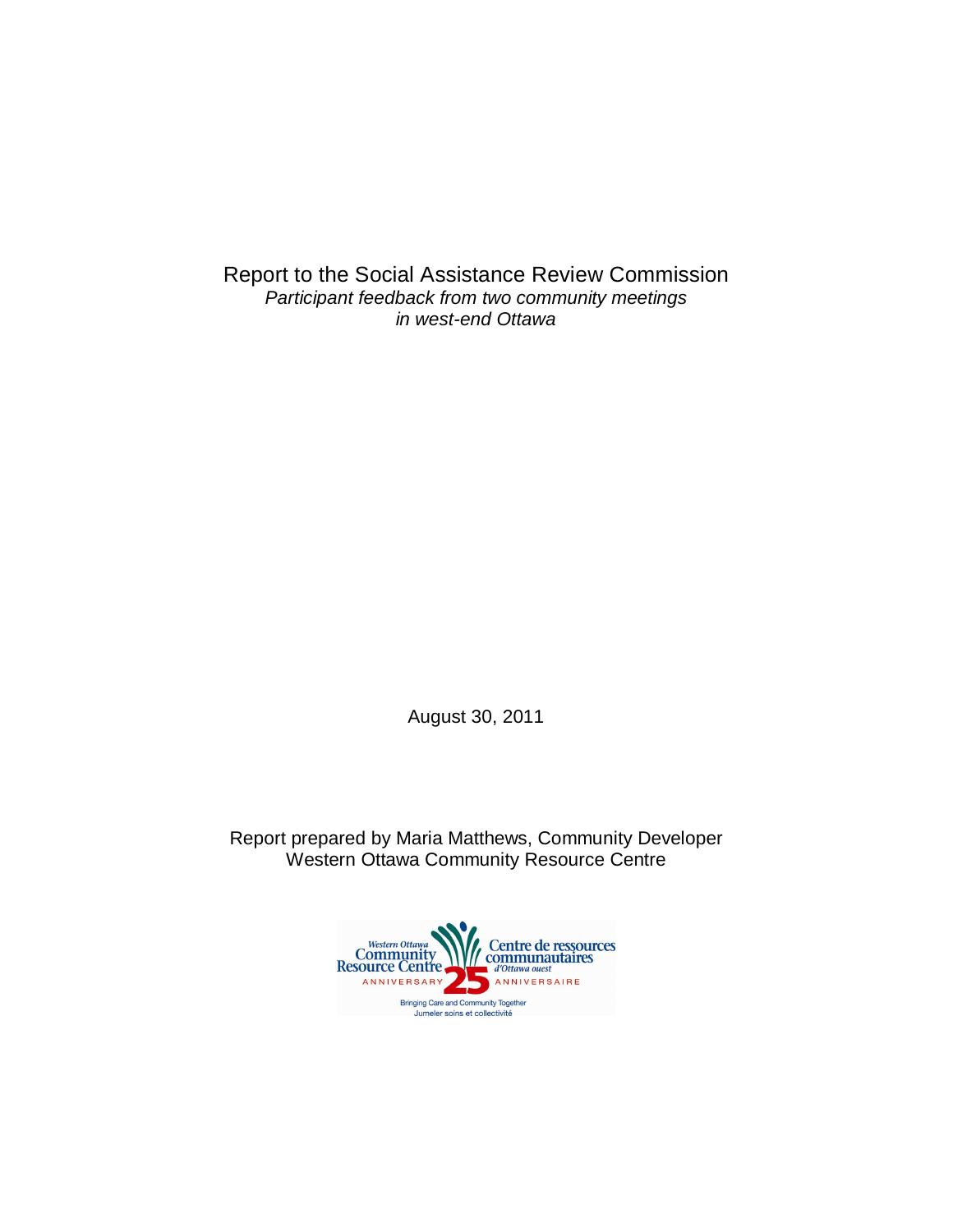# Report to the Social Assistance Review Commission

*Participant feedback from two community meetings in west-end Ottawa*

August 30, 2011

Report prepared by Maria Matthews, Community Developer
Western Ottawa Community Resource Centre

Western Ottawa Community Resource Centre
Centre de ressources communautaires d'Ottawa ouest
ANNIVERSARY 25 ANNIVERSAIRE
Bringing Care and Community Together
Jumeler soins et collectivité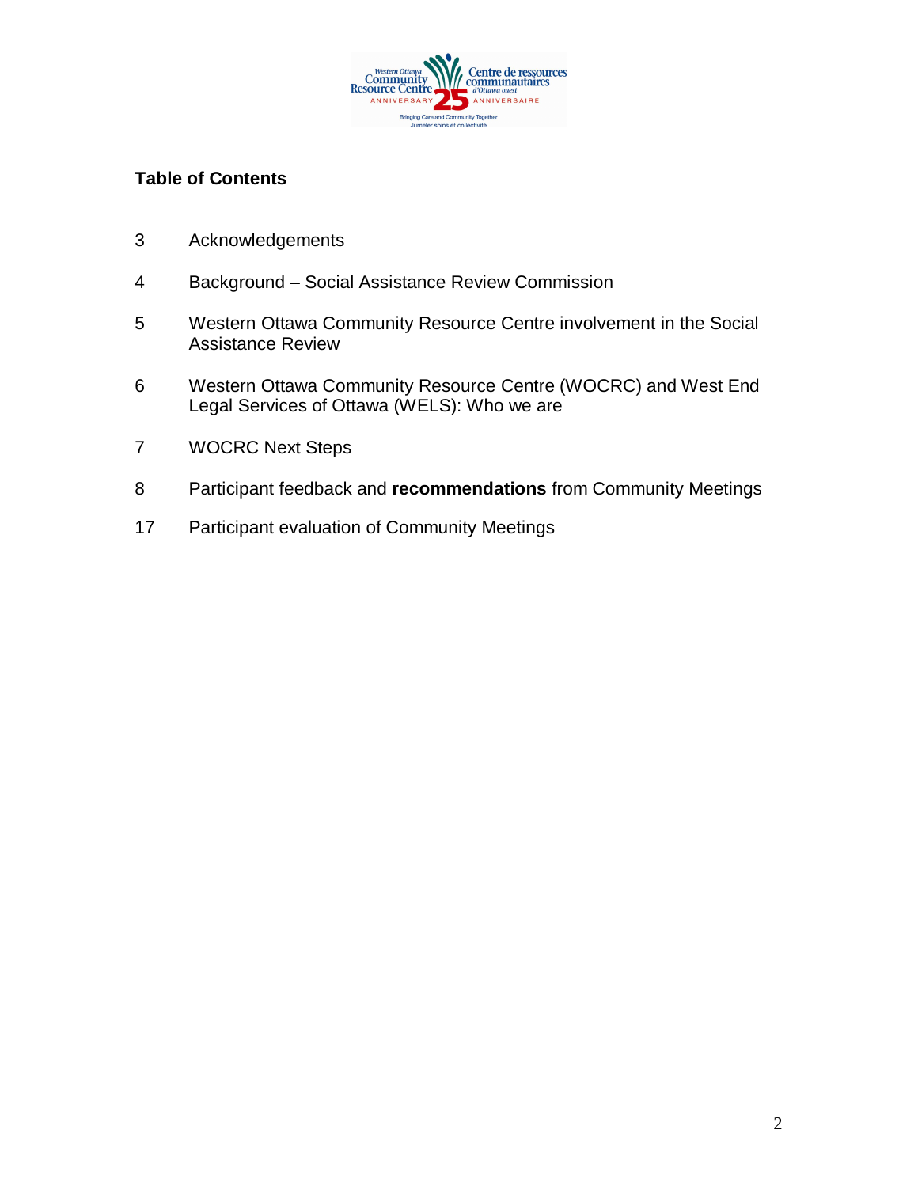## Table of Contents

| | |
|---|---|
| 3 | Acknowledgements |
| 4 | Background – Social Assistance Review Commission |
| 5 | Western Ottawa Community Resource Centre involvement in the Social Assistance Review |
| 6 | Western Ottawa Community Resource Centre (WOCRC) and West End Legal Services of Ottawa (WELS): Who we are |
| 7 | WOCRC Next Steps |
| 8 | Participant feedback and **recommendations** from Community Meetings |
| 17 | Participant evaluation of Community Meetings |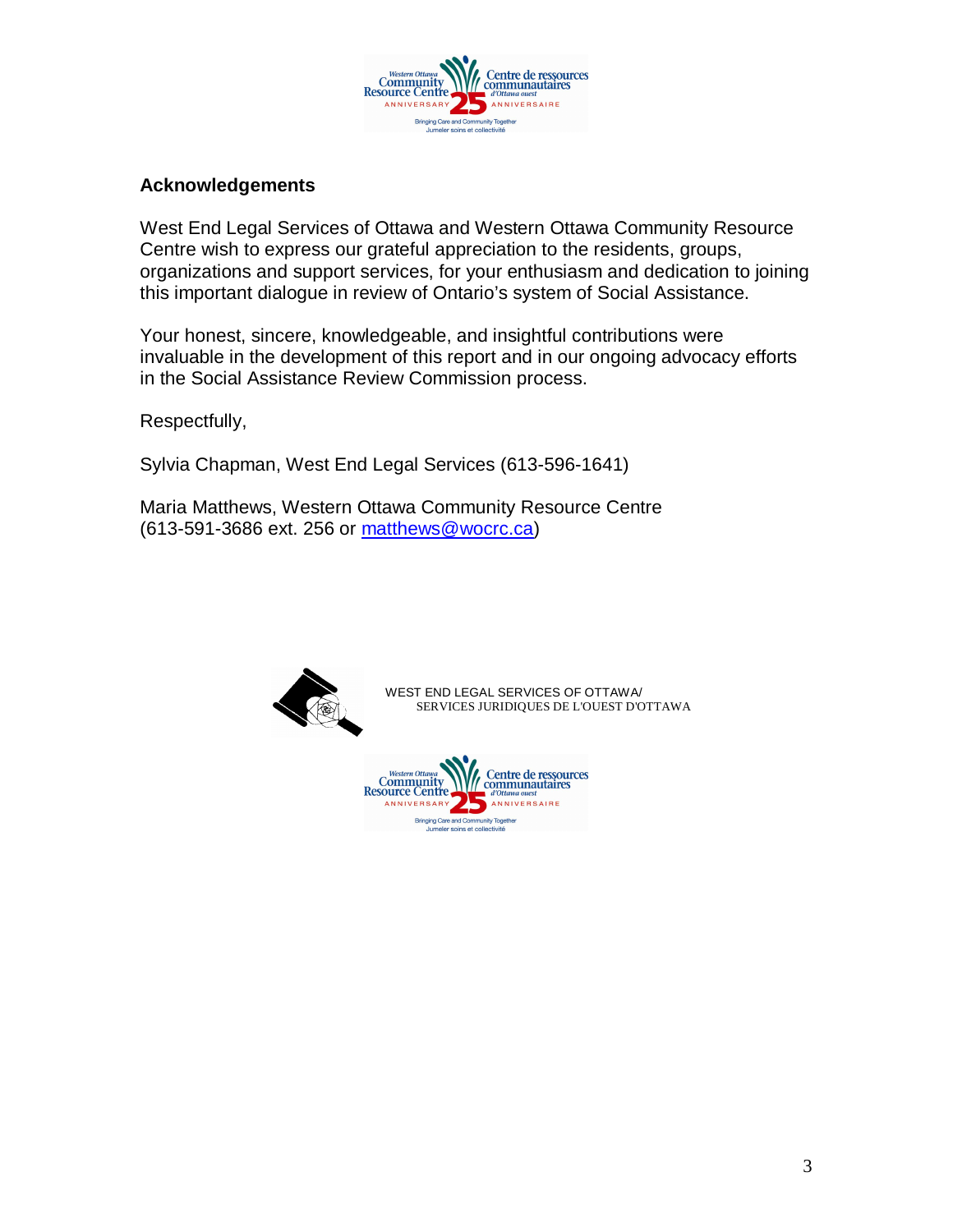## Acknowledgements

West End Legal Services of Ottawa and Western Ottawa Community Resource Centre wish to express our grateful appreciation to the residents, groups, organizations and support services, for your enthusiasm and dedication to joining this important dialogue in review of Ontario's system of Social Assistance.

Your honest, sincere, knowledgeable, and insightful contributions were invaluable in the development of this report and in our ongoing advocacy efforts in the Social Assistance Review Commission process.

Respectfully,

Sylvia Chapman, West End Legal Services (613-596-1641)

Maria Matthews, Western Ottawa Community Resource Centre (613-591-3686 ext. 256 or matthews@wocrc.ca)

WEST END LEGAL SERVICES OF OTTAWA/
SERVICES JURIDIQUES DE L'OUEST D'OTTAWA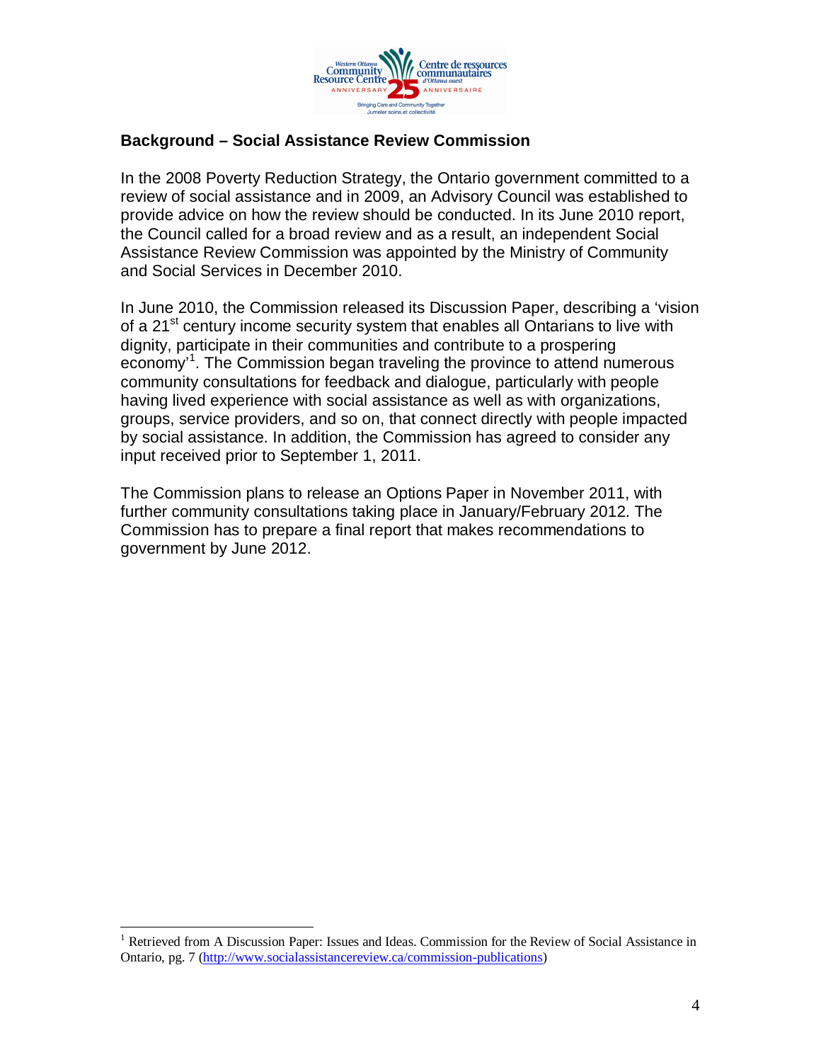### Background – Social Assistance Review Commission

In the 2008 Poverty Reduction Strategy, the Ontario government committed to a review of social assistance and in 2009, an Advisory Council was established to provide advice on how the review should be conducted. In its June 2010 report, the Council called for a broad review and as a result, an independent Social Assistance Review Commission was appointed by the Ministry of Community and Social Services in December 2010.

In June 2010, the Commission released its Discussion Paper, describing a 'vision of a 21st century income security system that enables all Ontarians to live with dignity, participate in their communities and contribute to a prospering economy'[1]. The Commission began traveling the province to attend numerous community consultations for feedback and dialogue, particularly with people having lived experience with social assistance as well as with organizations, groups, service providers, and so on, that connect directly with people impacted by social assistance. In addition, the Commission has agreed to consider any input received prior to September 1, 2011.

The Commission plans to release an Options Paper in November 2011, with further community consultations taking place in January/February 2012. The Commission has to prepare a final report that makes recommendations to government by June 2012.

---

[1] Retrieved from A Discussion Paper: Issues and Ideas. Commission for the Review of Social Assistance in Ontario, pg. 7 (http://www.socialassistancereview.ca/commission-publications)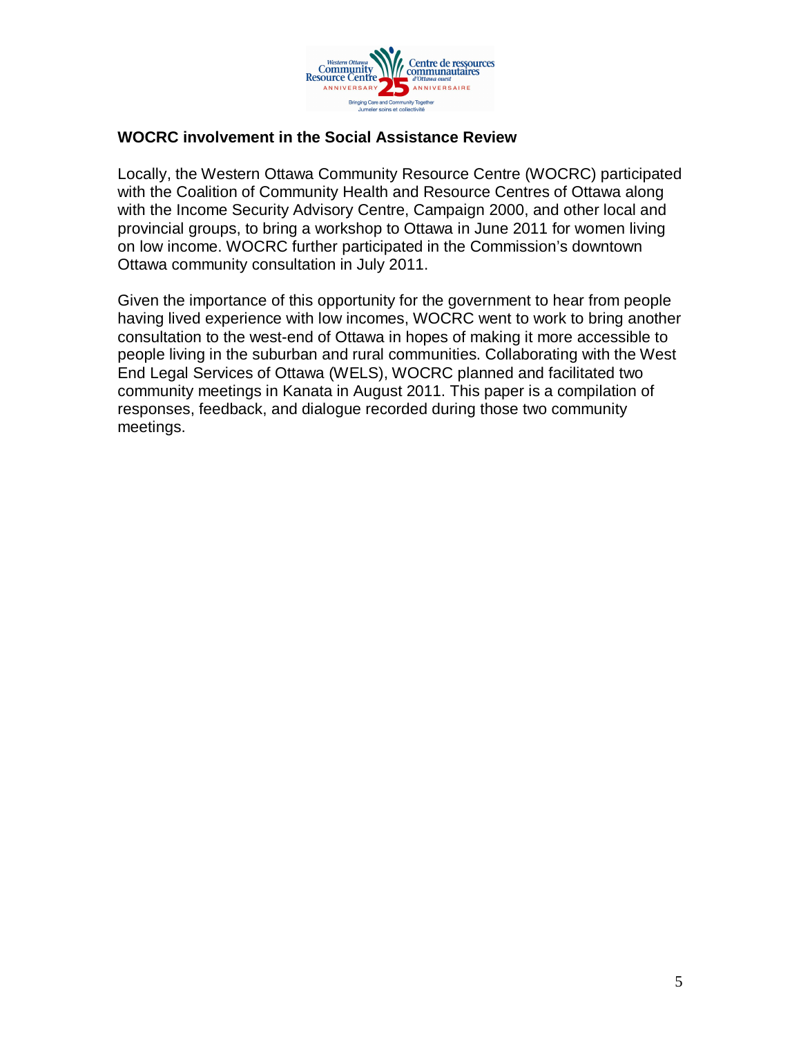## WOCRC involvement in the Social Assistance Review

Locally, the Western Ottawa Community Resource Centre (WOCRC) participated with the Coalition of Community Health and Resource Centres of Ottawa along with the Income Security Advisory Centre, Campaign 2000, and other local and provincial groups, to bring a workshop to Ottawa in June 2011 for women living on low income. WOCRC further participated in the Commission's downtown Ottawa community consultation in July 2011.

Given the importance of this opportunity for the government to hear from people having lived experience with low incomes, WOCRC went to work to bring another consultation to the west-end of Ottawa in hopes of making it more accessible to people living in the suburban and rural communities. Collaborating with the West End Legal Services of Ottawa (WELS), WOCRC planned and facilitated two community meetings in Kanata in August 2011. This paper is a compilation of responses, feedback, and dialogue recorded during those two community meetings.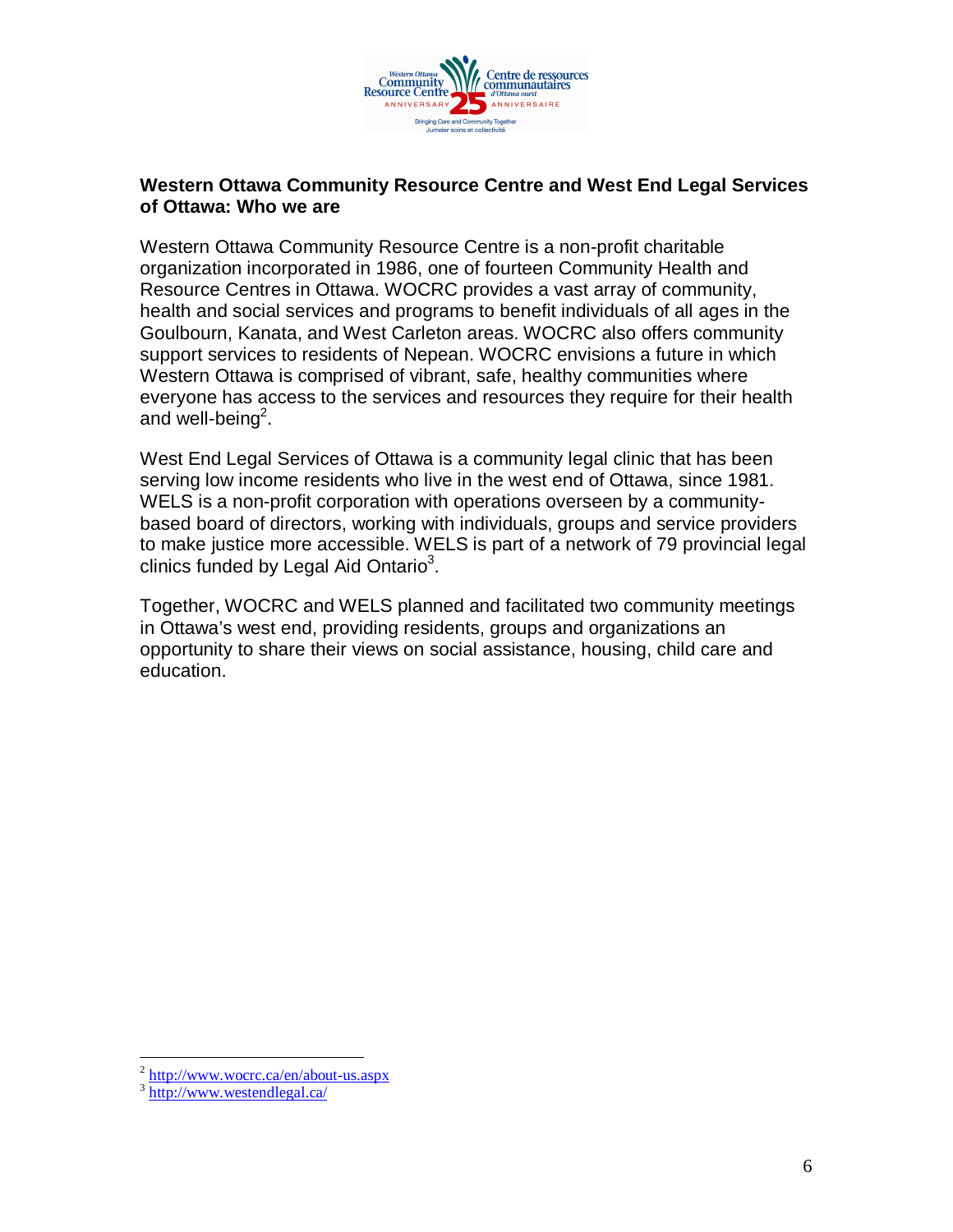## Western Ottawa Community Resource Centre and West End Legal Services of Ottawa: Who we are

Western Ottawa Community Resource Centre is a non-profit charitable organization incorporated in 1986, one of fourteen Community Health and Resource Centres in Ottawa. WOCRC provides a vast array of community, health and social services and programs to benefit individuals of all ages in the Goulbourn, Kanata, and West Carleton areas. WOCRC also offers community support services to residents of Nepean. WOCRC envisions a future in which Western Ottawa is comprised of vibrant, safe, healthy communities where everyone has access to the services and resources they require for their health and well-being[2].

West End Legal Services of Ottawa is a community legal clinic that has been serving low income residents who live in the west end of Ottawa, since 1981. WELS is a non-profit corporation with operations overseen by a community-based board of directors, working with individuals, groups and service providers to make justice more accessible. WELS is part of a network of 79 provincial legal clinics funded by Legal Aid Ontario[3].

Together, WOCRC and WELS planned and facilitated two community meetings in Ottawa's west end, providing residents, groups and organizations an opportunity to share their views on social assistance, housing, child care and education.

---

[2] http://www.wocrc.ca/en/about-us.aspx

[3] http://www.westendlegal.ca/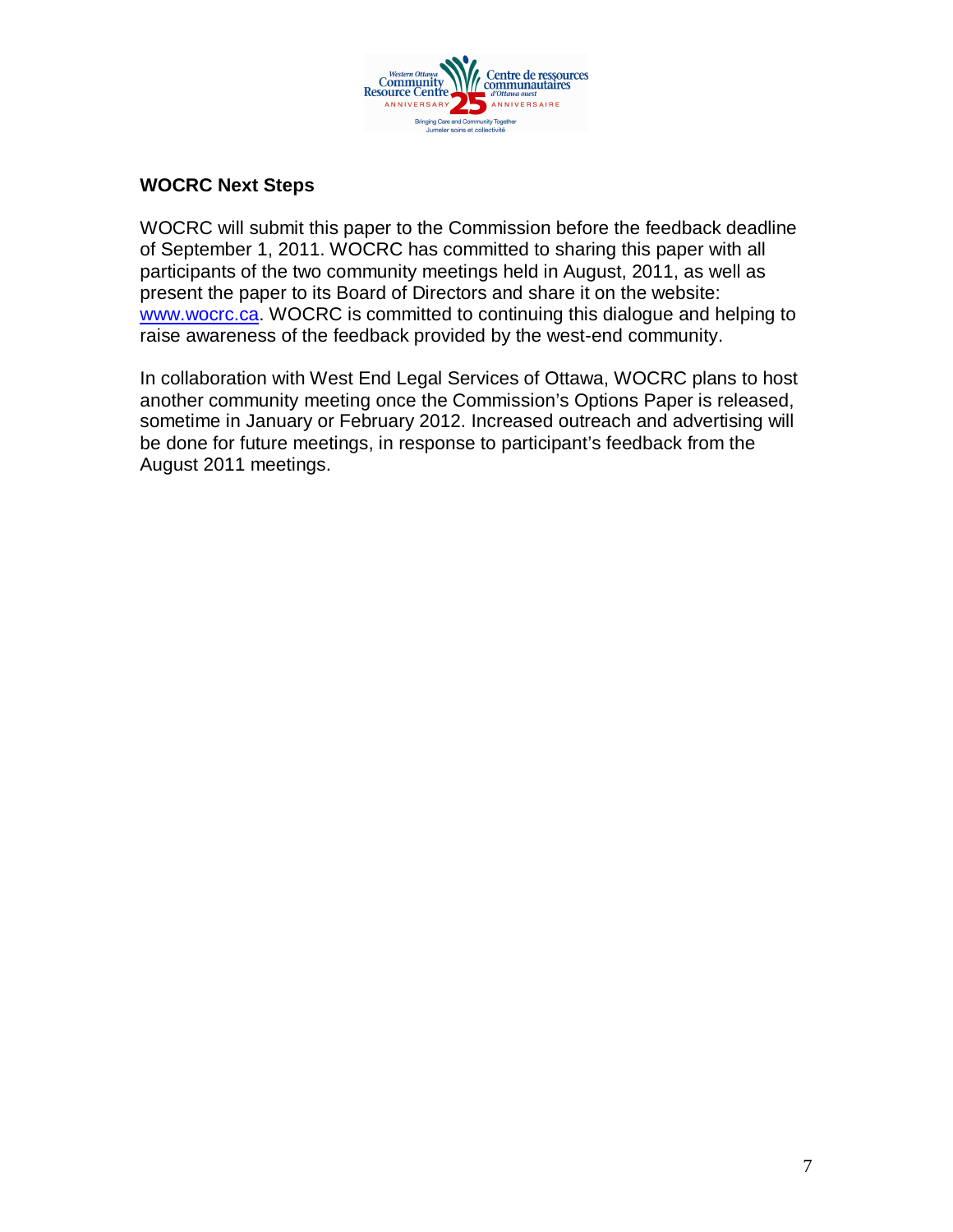## WOCRC Next Steps

WOCRC will submit this paper to the Commission before the feedback deadline of September 1, 2011. WOCRC has committed to sharing this paper with all participants of the two community meetings held in August, 2011, as well as present the paper to its Board of Directors and share it on the website: www.wocrc.ca. WOCRC is committed to continuing this dialogue and helping to raise awareness of the feedback provided by the west-end community.

In collaboration with West End Legal Services of Ottawa, WOCRC plans to host another community meeting once the Commission's Options Paper is released, sometime in January or February 2012. Increased outreach and advertising will be done for future meetings, in response to participant's feedback from the August 2011 meetings.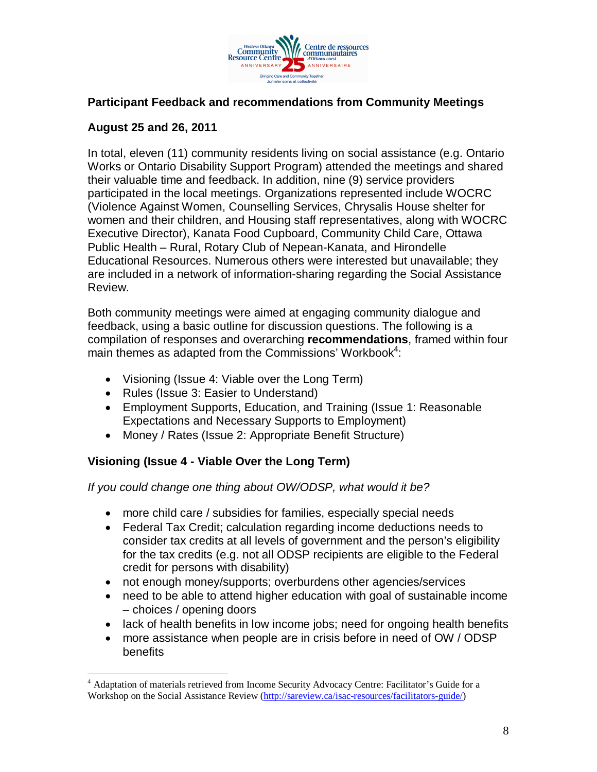## Participant Feedback and recommendations from Community Meetings

### August 25 and 26, 2011

In total, eleven (11) community residents living on social assistance (e.g. Ontario Works or Ontario Disability Support Program) attended the meetings and shared their valuable time and feedback. In addition, nine (9) service providers participated in the local meetings. Organizations represented include WOCRC (Violence Against Women, Counselling Services, Chrysalis House shelter for women and their children, and Housing staff representatives, along with WOCRC Executive Director), Kanata Food Cupboard, Community Child Care, Ottawa Public Health – Rural, Rotary Club of Nepean-Kanata, and Hirondelle Educational Resources. Numerous others were interested but unavailable; they are included in a network of information-sharing regarding the Social Assistance Review.

Both community meetings were aimed at engaging community dialogue and feedback, using a basic outline for discussion questions. The following is a compilation of responses and overarching **recommendations**, framed within four main themes as adapted from the Commissions' Workbook[4]:

- Visioning (Issue 4: Viable over the Long Term)
- Rules (Issue 3: Easier to Understand)
- Employment Supports, Education, and Training (Issue 1: Reasonable Expectations and Necessary Supports to Employment)
- Money / Rates (Issue 2: Appropriate Benefit Structure)

### Visioning (Issue 4 - Viable Over the Long Term)

*If you could change one thing about OW/ODSP, what would it be?*

- more child care / subsidies for families, especially special needs
- Federal Tax Credit; calculation regarding income deductions needs to consider tax credits at all levels of government and the person's eligibility for the tax credits (e.g. not all ODSP recipients are eligible to the Federal credit for persons with disability)
- not enough money/supports; overburdens other agencies/services
- need to be able to attend higher education with goal of sustainable income – choices / opening doors
- lack of health benefits in low income jobs; need for ongoing health benefits
- more assistance when people are in crisis before in need of OW / ODSP benefits

[4] Adaptation of materials retrieved from Income Security Advocacy Centre: Facilitator's Guide for a Workshop on the Social Assistance Review (http://sareview.ca/isac-resources/facilitators-guide/)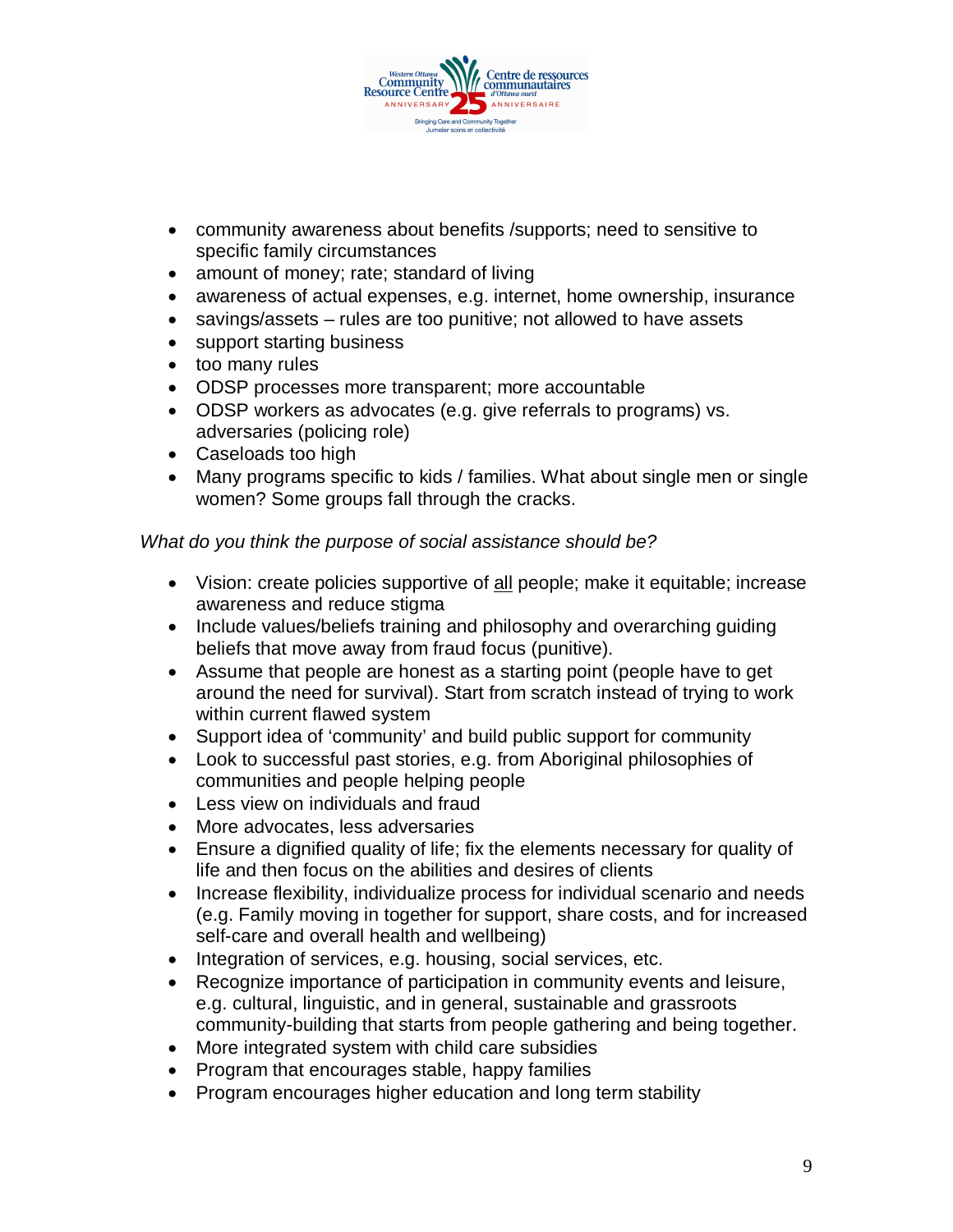- community awareness about benefits /supports; need to sensitive to specific family circumstances
- amount of money; rate; standard of living
- awareness of actual expenses, e.g. internet, home ownership, insurance
- savings/assets – rules are too punitive; not allowed to have assets
- support starting business
- too many rules
- ODSP processes more transparent; more accountable
- ODSP workers as advocates (e.g. give referrals to programs) vs. adversaries (policing role)
- Caseloads too high
- Many programs specific to kids / families. What about single men or single women? Some groups fall through the cracks.

*What do you think the purpose of social assistance should be?*

- Vision: create policies supportive of all people; make it equitable; increase awareness and reduce stigma
- Include values/beliefs training and philosophy and overarching guiding beliefs that move away from fraud focus (punitive).
- Assume that people are honest as a starting point (people have to get around the need for survival). Start from scratch instead of trying to work within current flawed system
- Support idea of 'community' and build public support for community
- Look to successful past stories, e.g. from Aboriginal philosophies of communities and people helping people
- Less view on individuals and fraud
- More advocates, less adversaries
- Ensure a dignified quality of life; fix the elements necessary for quality of life and then focus on the abilities and desires of clients
- Increase flexibility, individualize process for individual scenario and needs (e.g. Family moving in together for support, share costs, and for increased self-care and overall health and wellbeing)
- Integration of services, e.g. housing, social services, etc.
- Recognize importance of participation in community events and leisure, e.g. cultural, linguistic, and in general, sustainable and grassroots community-building that starts from people gathering and being together.
- More integrated system with child care subsidies
- Program that encourages stable, happy families
- Program encourages higher education and long term stability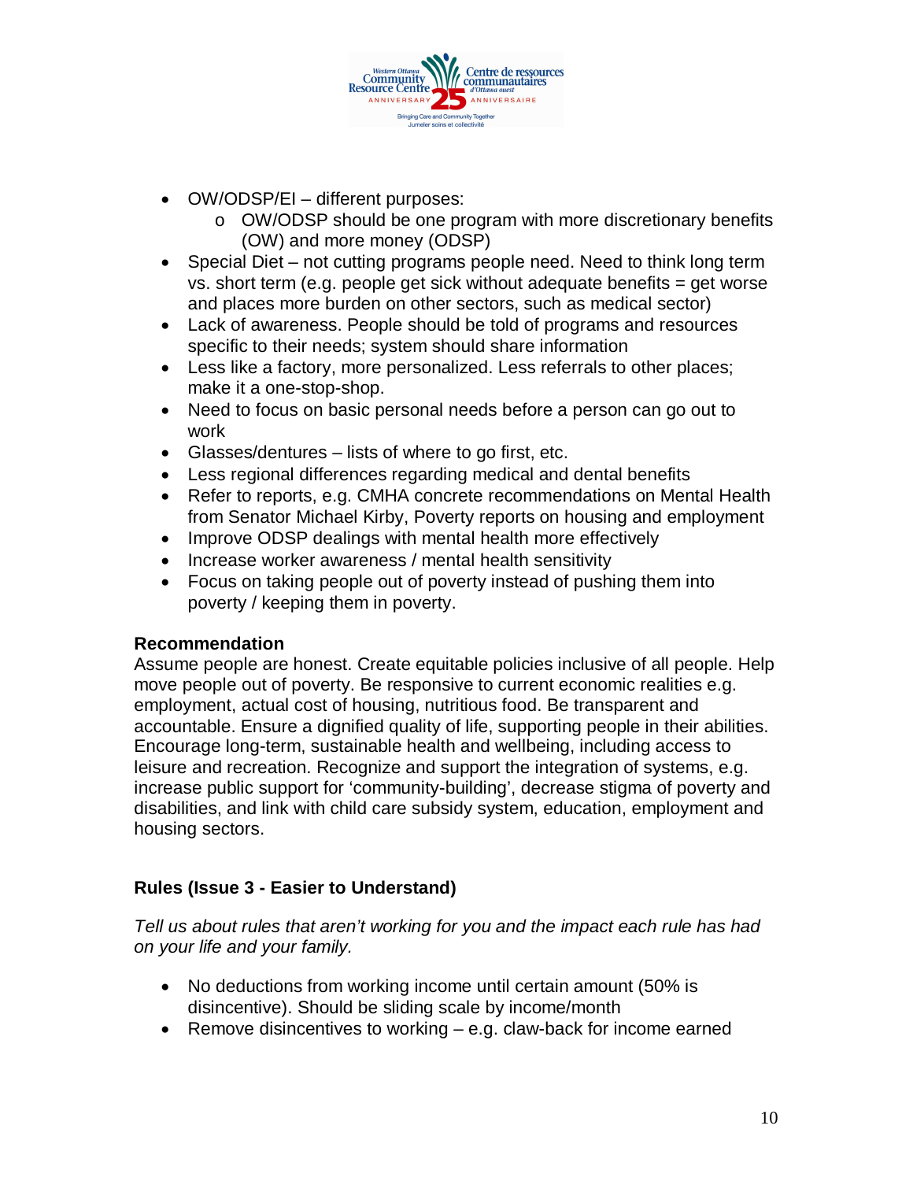- OW/ODSP/EI – different purposes:
  - OW/ODSP should be one program with more discretionary benefits (OW) and more money (ODSP)
- Special Diet – not cutting programs people need. Need to think long term vs. short term (e.g. people get sick without adequate benefits = get worse and places more burden on other sectors, such as medical sector)
- Lack of awareness. People should be told of programs and resources specific to their needs; system should share information
- Less like a factory, more personalized. Less referrals to other places; make it a one-stop-shop.
- Need to focus on basic personal needs before a person can go out to work
- Glasses/dentures – lists of where to go first, etc.
- Less regional differences regarding medical and dental benefits
- Refer to reports, e.g. CMHA concrete recommendations on Mental Health from Senator Michael Kirby, Poverty reports on housing and employment
- Improve ODSP dealings with mental health more effectively
- Increase worker awareness / mental health sensitivity
- Focus on taking people out of poverty instead of pushing them into poverty / keeping them in poverty.

**Recommendation**
Assume people are honest. Create equitable policies inclusive of all people. Help move people out of poverty. Be responsive to current economic realities e.g. employment, actual cost of housing, nutritious food. Be transparent and accountable. Ensure a dignified quality of life, supporting people in their abilities. Encourage long-term, sustainable health and wellbeing, including access to leisure and recreation. Recognize and support the integration of systems, e.g. increase public support for 'community-building', decrease stigma of poverty and disabilities, and link with child care subsidy system, education, employment and housing sectors.

### Rules (Issue 3 - Easier to Understand)

*Tell us about rules that aren't working for you and the impact each rule has had on your life and your family.*

- No deductions from working income until certain amount (50% is disincentive). Should be sliding scale by income/month
- Remove disincentives to working – e.g. claw-back for income earned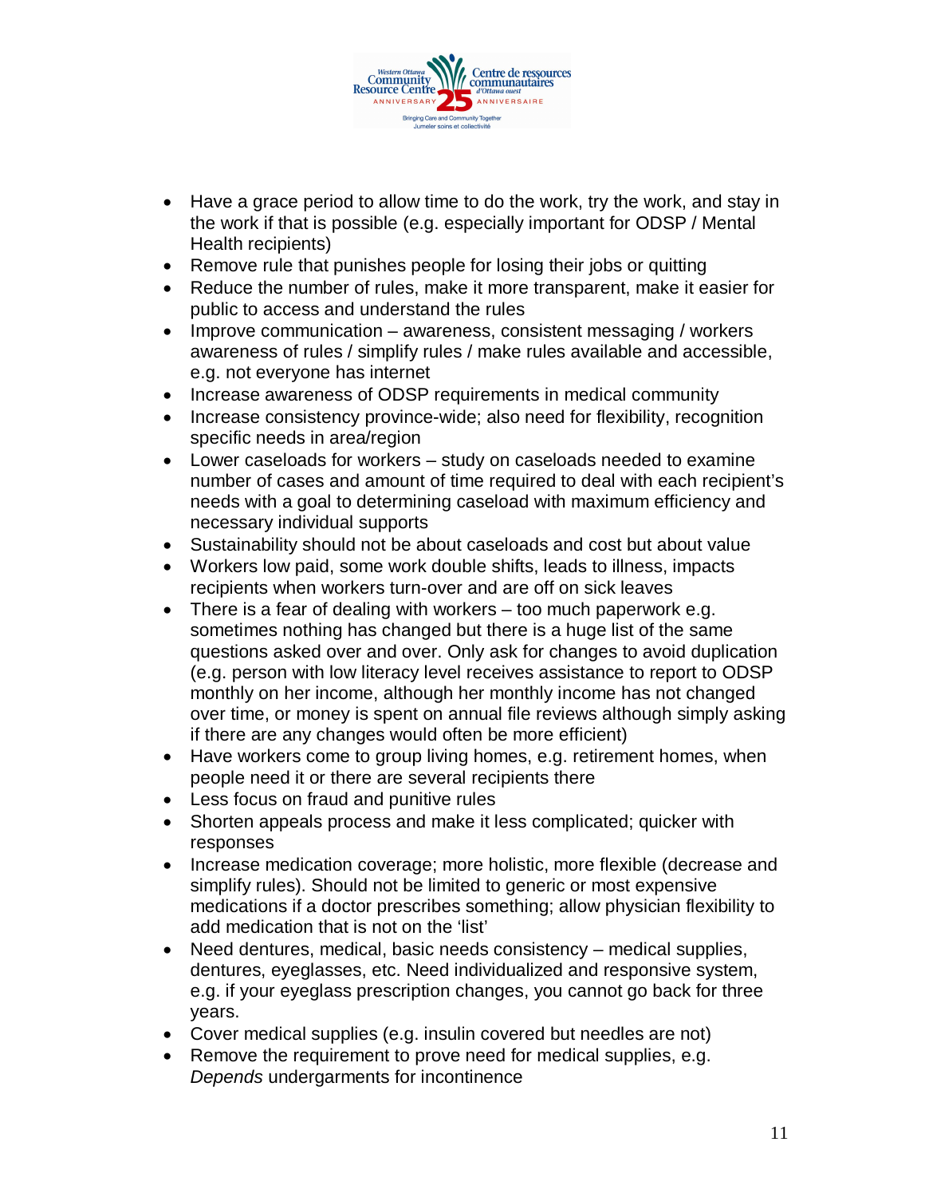- Have a grace period to allow time to do the work, try the work, and stay in the work if that is possible (e.g. especially important for ODSP / Mental Health recipients)
- Remove rule that punishes people for losing their jobs or quitting
- Reduce the number of rules, make it more transparent, make it easier for public to access and understand the rules
- Improve communication – awareness, consistent messaging / workers awareness of rules / simplify rules / make rules available and accessible, e.g. not everyone has internet
- Increase awareness of ODSP requirements in medical community
- Increase consistency province-wide; also need for flexibility, recognition specific needs in area/region
- Lower caseloads for workers – study on caseloads needed to examine number of cases and amount of time required to deal with each recipient's needs with a goal to determining caseload with maximum efficiency and necessary individual supports
- Sustainability should not be about caseloads and cost but about value
- Workers low paid, some work double shifts, leads to illness, impacts recipients when workers turn-over and are off on sick leaves
- There is a fear of dealing with workers – too much paperwork e.g. sometimes nothing has changed but there is a huge list of the same questions asked over and over. Only ask for changes to avoid duplication (e.g. person with low literacy level receives assistance to report to ODSP monthly on her income, although her monthly income has not changed over time, or money is spent on annual file reviews although simply asking if there are any changes would often be more efficient)
- Have workers come to group living homes, e.g. retirement homes, when people need it or there are several recipients there
- Less focus on fraud and punitive rules
- Shorten appeals process and make it less complicated; quicker with responses
- Increase medication coverage; more holistic, more flexible (decrease and simplify rules). Should not be limited to generic or most expensive medications if a doctor prescribes something; allow physician flexibility to add medication that is not on the 'list'
- Need dentures, medical, basic needs consistency – medical supplies, dentures, eyeglasses, etc. Need individualized and responsive system, e.g. if your eyeglass prescription changes, you cannot go back for three years.
- Cover medical supplies (e.g. insulin covered but needles are not)
- Remove the requirement to prove need for medical supplies, e.g. *Depends* undergarments for incontinence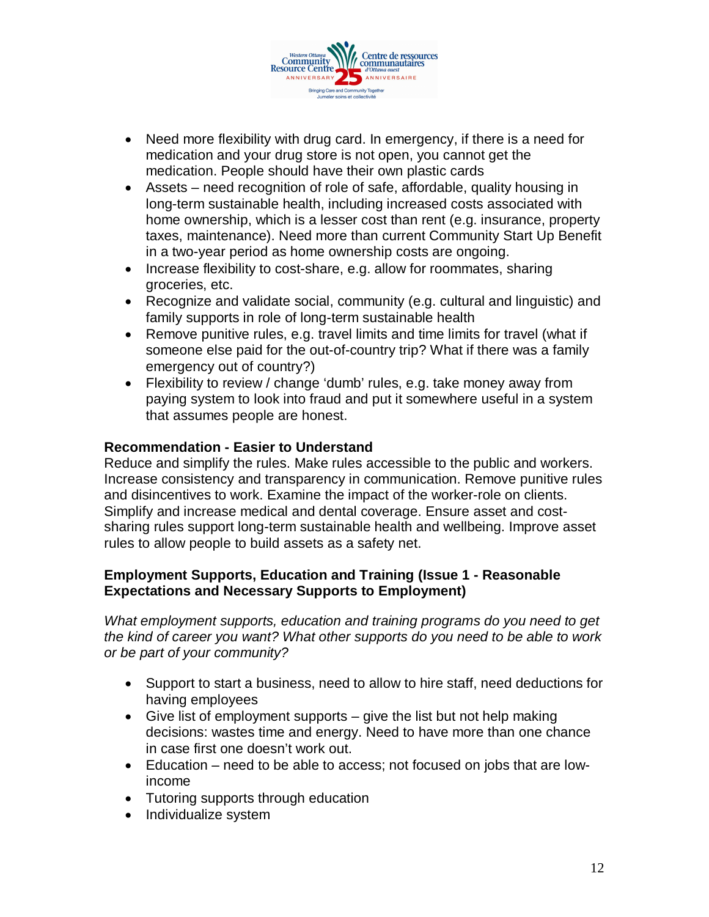- Need more flexibility with drug card. In emergency, if there is a need for medication and your drug store is not open, you cannot get the medication. People should have their own plastic cards
- Assets – need recognition of role of safe, affordable, quality housing in long-term sustainable health, including increased costs associated with home ownership, which is a lesser cost than rent (e.g. insurance, property taxes, maintenance). Need more than current Community Start Up Benefit in a two-year period as home ownership costs are ongoing.
- Increase flexibility to cost-share, e.g. allow for roommates, sharing groceries, etc.
- Recognize and validate social, community (e.g. cultural and linguistic) and family supports in role of long-term sustainable health
- Remove punitive rules, e.g. travel limits and time limits for travel (what if someone else paid for the out-of-country trip? What if there was a family emergency out of country?)
- Flexibility to review / change 'dumb' rules, e.g. take money away from paying system to look into fraud and put it somewhere useful in a system that assumes people are honest.

**Recommendation - Easier to Understand**

Reduce and simplify the rules. Make rules accessible to the public and workers. Increase consistency and transparency in communication. Remove punitive rules and disincentives to work. Examine the impact of the worker-role on clients. Simplify and increase medical and dental coverage. Ensure asset and cost-sharing rules support long-term sustainable health and wellbeing. Improve asset rules to allow people to build assets as a safety net.

**Employment Supports, Education and Training (Issue 1 - Reasonable Expectations and Necessary Supports to Employment)**

*What employment supports, education and training programs do you need to get the kind of career you want? What other supports do you need to be able to work or be part of your community?*

- Support to start a business, need to allow to hire staff, need deductions for having employees
- Give list of employment supports – give the list but not help making decisions: wastes time and energy. Need to have more than one chance in case first one doesn't work out.
- Education – need to be able to access; not focused on jobs that are low-income
- Tutoring supports through education
- Individualize system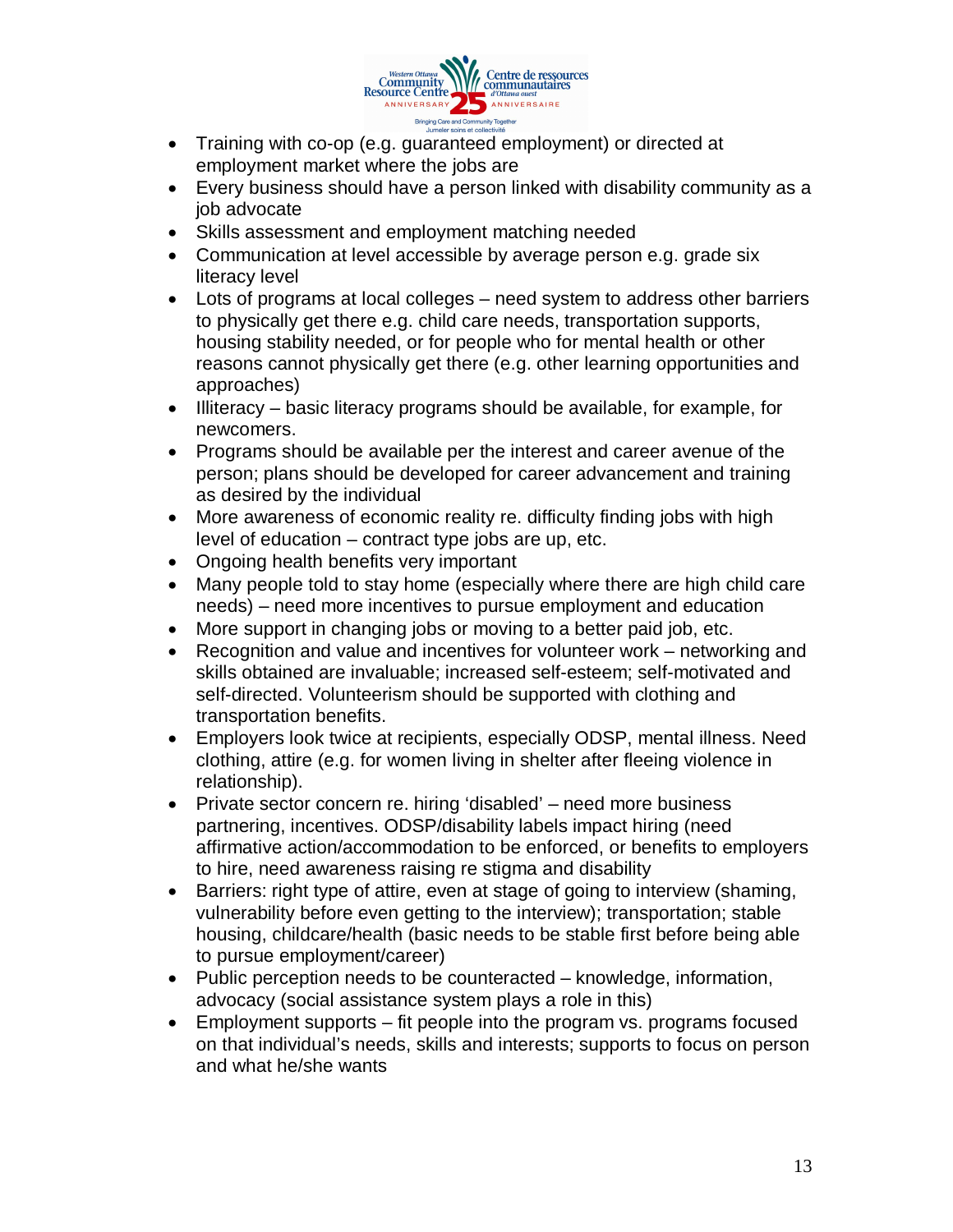- Training with co-op (e.g. guaranteed employment) or directed at employment market where the jobs are
- Every business should have a person linked with disability community as a job advocate
- Skills assessment and employment matching needed
- Communication at level accessible by average person e.g. grade six literacy level
- Lots of programs at local colleges – need system to address other barriers to physically get there e.g. child care needs, transportation supports, housing stability needed, or for people who for mental health or other reasons cannot physically get there (e.g. other learning opportunities and approaches)
- Illiteracy – basic literacy programs should be available, for example, for newcomers.
- Programs should be available per the interest and career avenue of the person; plans should be developed for career advancement and training as desired by the individual
- More awareness of economic reality re. difficulty finding jobs with high level of education – contract type jobs are up, etc.
- Ongoing health benefits very important
- Many people told to stay home (especially where there are high child care needs) – need more incentives to pursue employment and education
- More support in changing jobs or moving to a better paid job, etc.
- Recognition and value and incentives for volunteer work – networking and skills obtained are invaluable; increased self-esteem; self-motivated and self-directed. Volunteerism should be supported with clothing and transportation benefits.
- Employers look twice at recipients, especially ODSP, mental illness. Need clothing, attire (e.g. for women living in shelter after fleeing violence in relationship).
- Private sector concern re. hiring 'disabled' – need more business partnering, incentives. ODSP/disability labels impact hiring (need affirmative action/accommodation to be enforced, or benefits to employers to hire, need awareness raising re stigma and disability
- Barriers: right type of attire, even at stage of going to interview (shaming, vulnerability before even getting to the interview); transportation; stable housing, childcare/health (basic needs to be stable first before being able to pursue employment/career)
- Public perception needs to be counteracted – knowledge, information, advocacy (social assistance system plays a role in this)
- Employment supports – fit people into the program vs. programs focused on that individual's needs, skills and interests; supports to focus on person and what he/she wants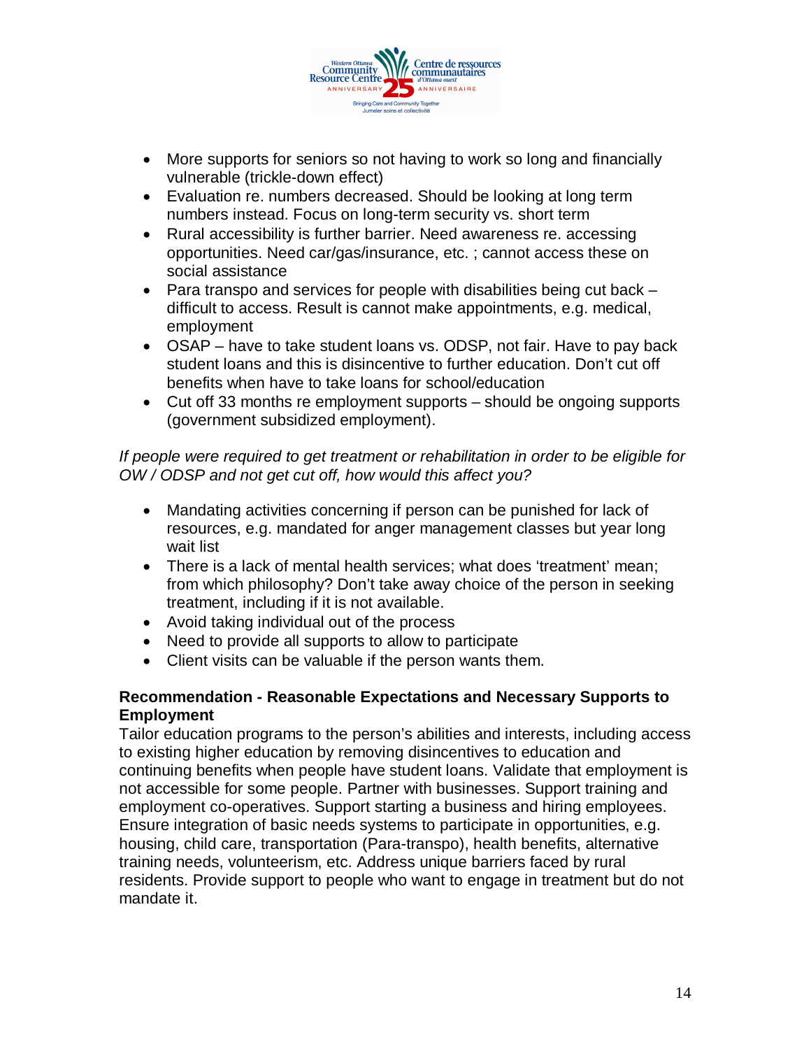- More supports for seniors so not having to work so long and financially vulnerable (trickle-down effect)
- Evaluation re. numbers decreased. Should be looking at long term numbers instead. Focus on long-term security vs. short term
- Rural accessibility is further barrier. Need awareness re. accessing opportunities. Need car/gas/insurance, etc. ; cannot access these on social assistance
- Para transpo and services for people with disabilities being cut back – difficult to access. Result is cannot make appointments, e.g. medical, employment
- OSAP – have to take student loans vs. ODSP, not fair. Have to pay back student loans and this is disincentive to further education. Don't cut off benefits when have to take loans for school/education
- Cut off 33 months re employment supports – should be ongoing supports (government subsidized employment).

*If people were required to get treatment or rehabilitation in order to be eligible for OW / ODSP and not get cut off, how would this affect you?*

- Mandating activities concerning if person can be punished for lack of resources, e.g. mandated for anger management classes but year long wait list
- There is a lack of mental health services; what does 'treatment' mean; from which philosophy? Don't take away choice of the person in seeking treatment, including if it is not available.
- Avoid taking individual out of the process
- Need to provide all supports to allow to participate
- Client visits can be valuable if the person wants them.

**Recommendation - Reasonable Expectations and Necessary Supports to Employment**

Tailor education programs to the person's abilities and interests, including access to existing higher education by removing disincentives to education and continuing benefits when people have student loans. Validate that employment is not accessible for some people. Partner with businesses. Support training and employment co-operatives. Support starting a business and hiring employees. Ensure integration of basic needs systems to participate in opportunities, e.g. housing, child care, transportation (Para-transpo), health benefits, alternative training needs, volunteerism, etc. Address unique barriers faced by rural residents. Provide support to people who want to engage in treatment but do not mandate it.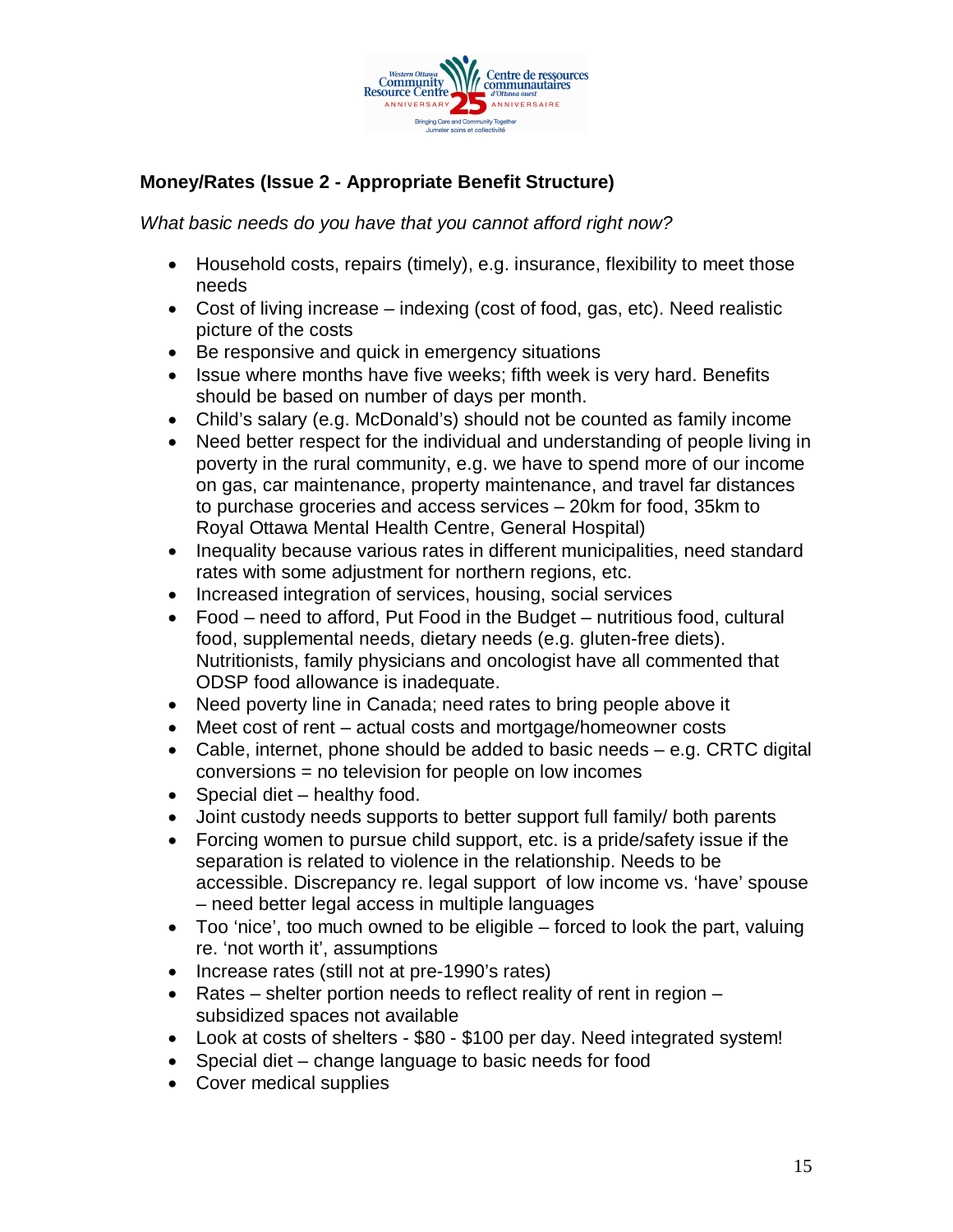**Money/Rates (Issue 2 - Appropriate Benefit Structure)**

*What basic needs do you have that you cannot afford right now?*

- Household costs, repairs (timely), e.g. insurance, flexibility to meet those needs
- Cost of living increase – indexing (cost of food, gas, etc). Need realistic picture of the costs
- Be responsive and quick in emergency situations
- Issue where months have five weeks; fifth week is very hard. Benefits should be based on number of days per month.
- Child's salary (e.g. McDonald's) should not be counted as family income
- Need better respect for the individual and understanding of people living in poverty in the rural community, e.g. we have to spend more of our income on gas, car maintenance, property maintenance, and travel far distances to purchase groceries and access services – 20km for food, 35km to Royal Ottawa Mental Health Centre, General Hospital)
- Inequality because various rates in different municipalities, need standard rates with some adjustment for northern regions, etc.
- Increased integration of services, housing, social services
- Food – need to afford, Put Food in the Budget – nutritious food, cultural food, supplemental needs, dietary needs (e.g. gluten-free diets). Nutritionists, family physicians and oncologist have all commented that ODSP food allowance is inadequate.
- Need poverty line in Canada; need rates to bring people above it
- Meet cost of rent – actual costs and mortgage/homeowner costs
- Cable, internet, phone should be added to basic needs – e.g. CRTC digital conversions = no television for people on low incomes
- Special diet – healthy food.
- Joint custody needs supports to better support full family/ both parents
- Forcing women to pursue child support, etc. is a pride/safety issue if the separation is related to violence in the relationship. Needs to be accessible. Discrepancy re. legal support of low income vs. 'have' spouse – need better legal access in multiple languages
- Too 'nice', too much owned to be eligible – forced to look the part, valuing re. 'not worth it', assumptions
- Increase rates (still not at pre-1990's rates)
- Rates – shelter portion needs to reflect reality of rent in region – subsidized spaces not available
- Look at costs of shelters - $80 - $100 per day. Need integrated system!
- Special diet – change language to basic needs for food
- Cover medical supplies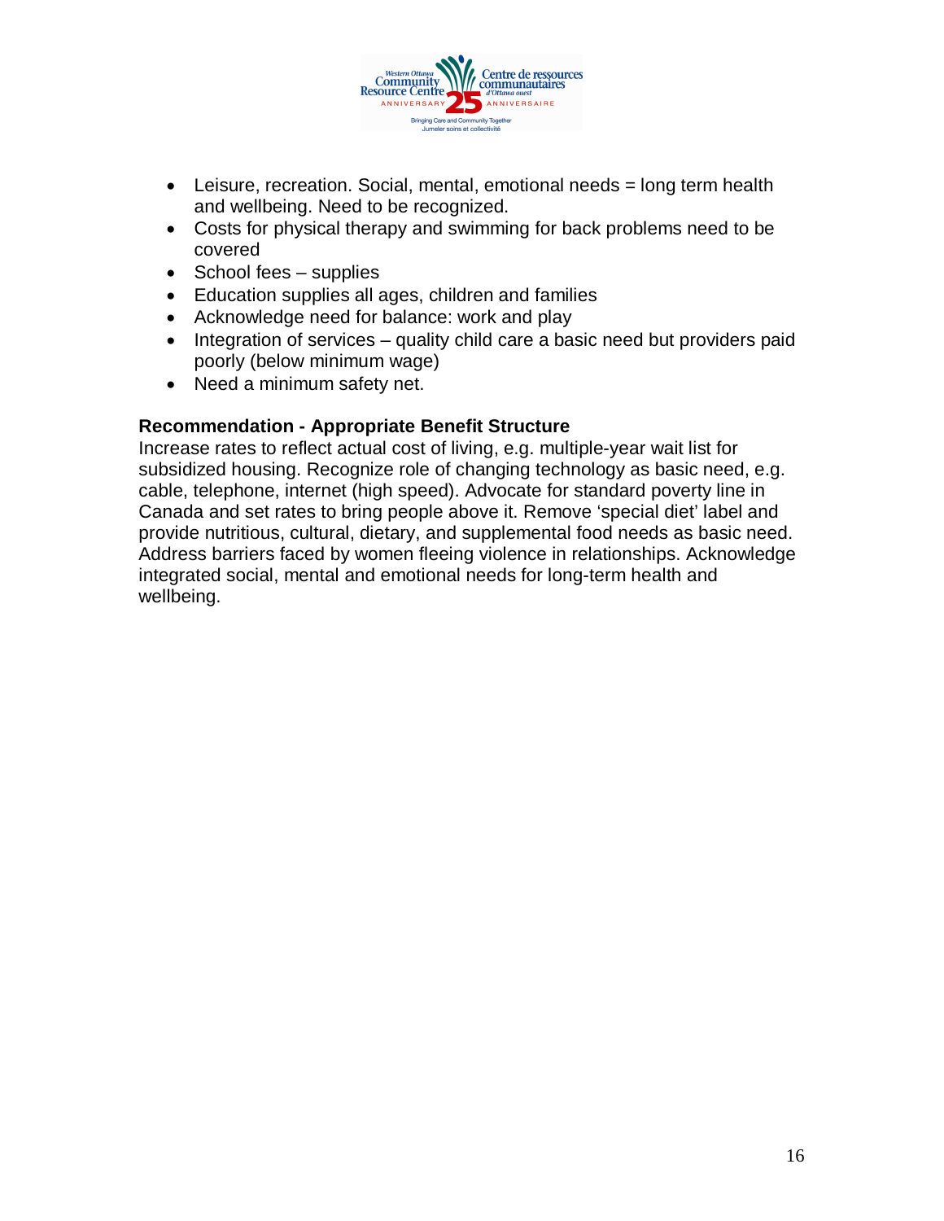- Leisure, recreation. Social, mental, emotional needs = long term health and wellbeing. Need to be recognized.
- Costs for physical therapy and swimming for back problems need to be covered
- School fees – supplies
- Education supplies all ages, children and families
- Acknowledge need for balance: work and play
- Integration of services – quality child care a basic need but providers paid poorly (below minimum wage)
- Need a minimum safety net.

**Recommendation - Appropriate Benefit Structure**

Increase rates to reflect actual cost of living, e.g. multiple-year wait list for subsidized housing. Recognize role of changing technology as basic need, e.g. cable, telephone, internet (high speed). Advocate for standard poverty line in Canada and set rates to bring people above it. Remove 'special diet' label and provide nutritious, cultural, dietary, and supplemental food needs as basic need. Address barriers faced by women fleeing violence in relationships. Acknowledge integrated social, mental and emotional needs for long-term health and wellbeing.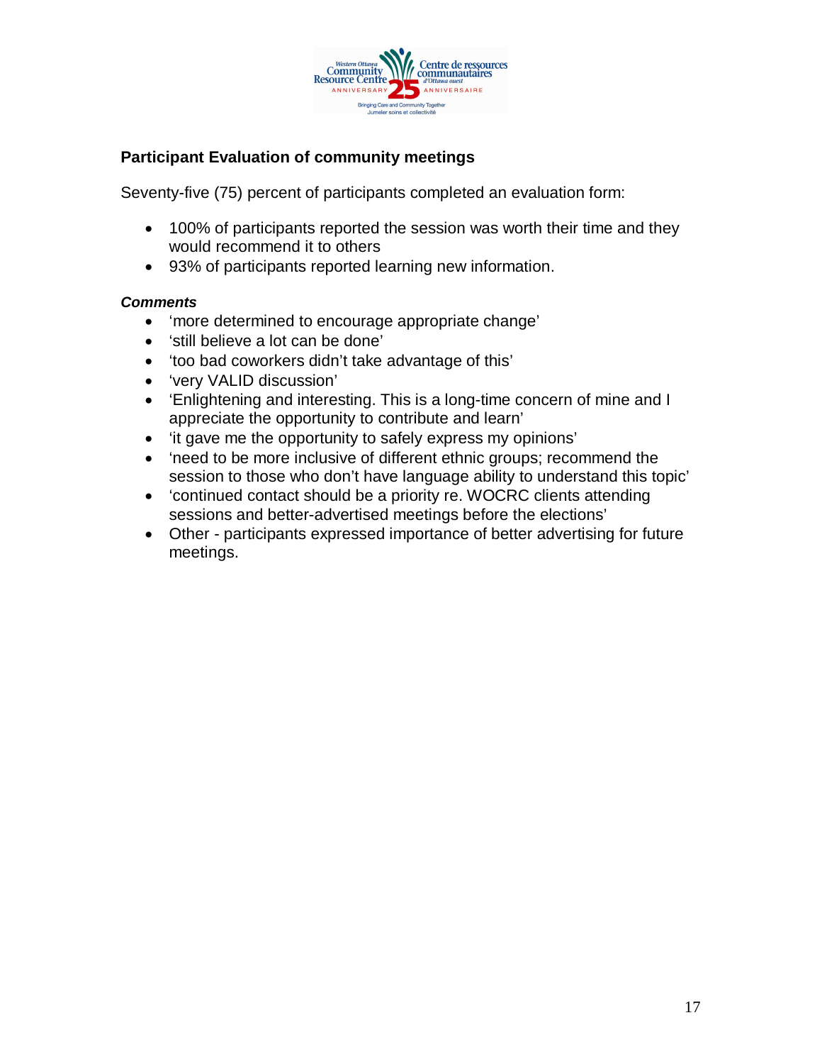## Participant Evaluation of community meetings

Seventy-five (75) percent of participants completed an evaluation form:

- 100% of participants reported the session was worth their time and they would recommend it to others
- 93% of participants reported learning new information.

***Comments***

- 'more determined to encourage appropriate change'
- 'still believe a lot can be done'
- 'too bad coworkers didn't take advantage of this'
- 'very VALID discussion'
- 'Enlightening and interesting. This is a long-time concern of mine and I appreciate the opportunity to contribute and learn'
- 'it gave me the opportunity to safely express my opinions'
- 'need to be more inclusive of different ethnic groups; recommend the session to those who don't have language ability to understand this topic'
- 'continued contact should be a priority re. WOCRC clients attending sessions and better-advertised meetings before the elections'
- Other - participants expressed importance of better advertising for future meetings.